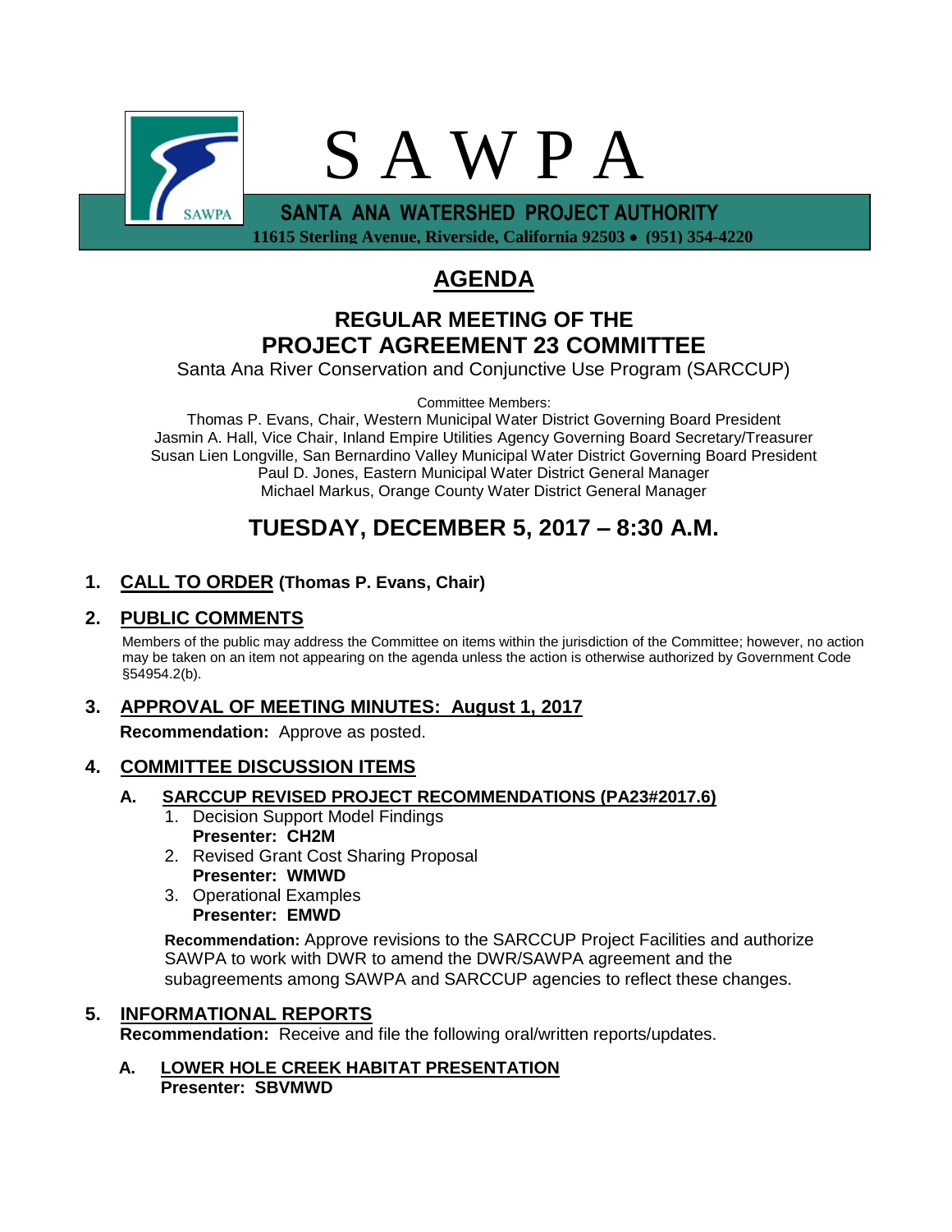# S A W P A

**SANTA ANA WATERSHED PROJECT AUTHORITY**

**11615 Sterling Avenue, Riverside, California 92503 • (951) 354-4220**

# AGENDA

## REGULAR MEETING OF THE PROJECT AGREEMENT 23 COMMITTEE

Santa Ana River Conservation and Conjunctive Use Program (SARCCUP)

Committee Members:

Thomas P. Evans, Chair, Western Municipal Water District Governing Board President
Jasmin A. Hall, Vice Chair, Inland Empire Utilities Agency Governing Board Secretary/Treasurer
Susan Lien Longville, San Bernardino Valley Municipal Water District Governing Board President
Paul D. Jones, Eastern Municipal Water District General Manager
Michael Markus, Orange County Water District General Manager

## TUESDAY, DECEMBER 5, 2017 – 8:30 A.M.

### 1. CALL TO ORDER (Thomas P. Evans, Chair)

### 2. PUBLIC COMMENTS

Members of the public may address the Committee on items within the jurisdiction of the Committee; however, no action may be taken on an item not appearing on the agenda unless the action is otherwise authorized by Government Code §54954.2(b).

### 3. APPROVAL OF MEETING MINUTES: August 1, 2017

**Recommendation:** Approve as posted.

### 4. COMMITTEE DISCUSSION ITEMS

**A. SARCCUP REVISED PROJECT RECOMMENDATIONS (PA23#2017.6)**

1. Decision Support Model Findings
   **Presenter: CH2M**
2. Revised Grant Cost Sharing Proposal
   **Presenter: WMWD**
3. Operational Examples
   **Presenter: EMWD**

**Recommendation:** Approve revisions to the SARCCUP Project Facilities and authorize SAWPA to work with DWR to amend the DWR/SAWPA agreement and the subagreements among SAWPA and SARCCUP agencies to reflect these changes.

### 5. INFORMATIONAL REPORTS

**Recommendation:** Receive and file the following oral/written reports/updates.

**A. LOWER HOLE CREEK HABITAT PRESENTATION**
**Presenter: SBVMWD**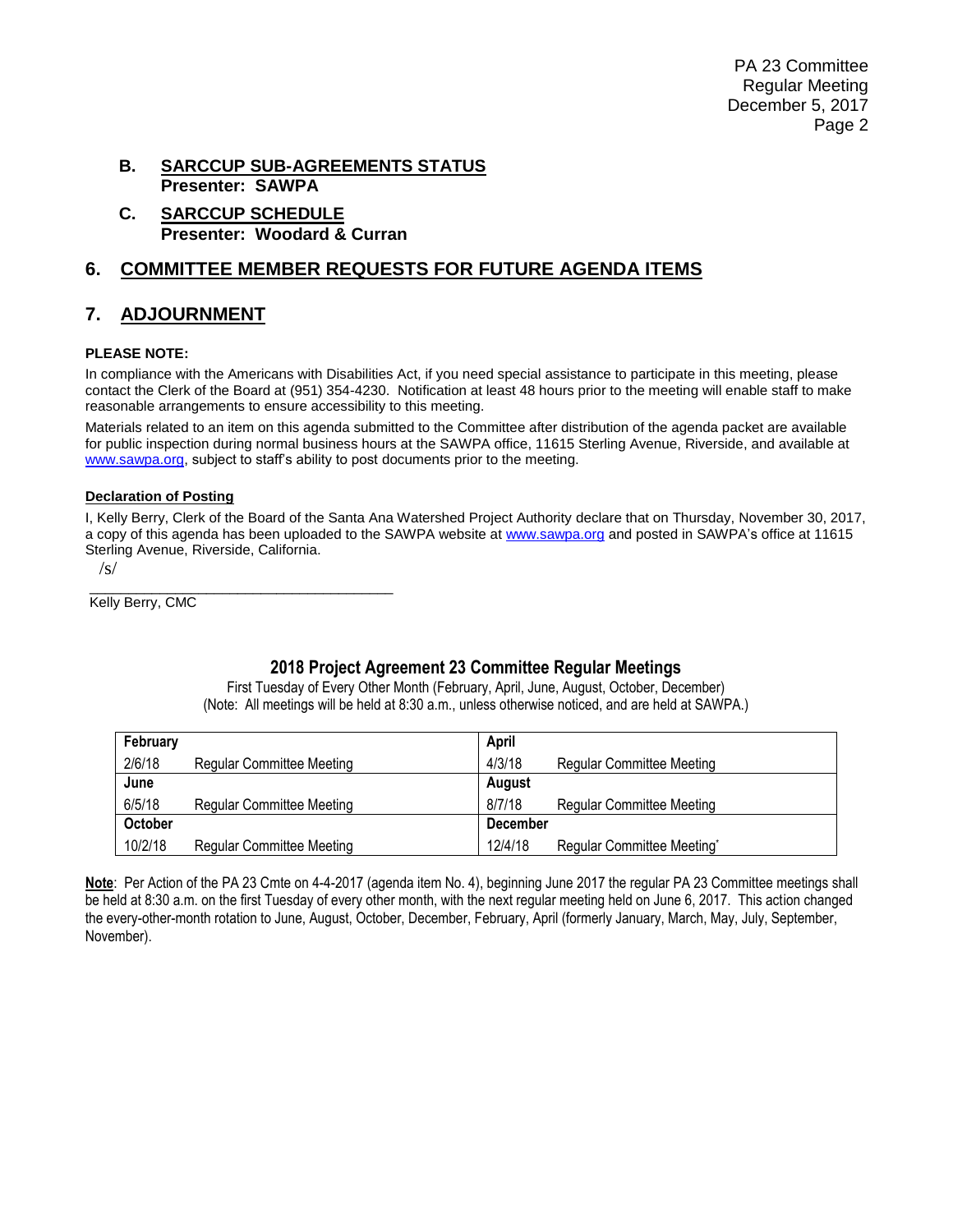### B. SARCCUP SUB-AGREEMENTS STATUS
**Presenter: SAWPA**

### C. SARCCUP SCHEDULE
**Presenter: Woodard & Curran**

## 6. COMMITTEE MEMBER REQUESTS FOR FUTURE AGENDA ITEMS

## 7. ADJOURNMENT

**PLEASE NOTE:**

In compliance with the Americans with Disabilities Act, if you need special assistance to participate in this meeting, please contact the Clerk of the Board at (951) 354-4230. Notification at least 48 hours prior to the meeting will enable staff to make reasonable arrangements to ensure accessibility to this meeting.

Materials related to an item on this agenda submitted to the Committee after distribution of the agenda packet are available for public inspection during normal business hours at the SAWPA office, 11615 Sterling Avenue, Riverside, and available at www.sawpa.org, subject to staff's ability to post documents prior to the meeting.

**Declaration of Posting**

I, Kelly Berry, Clerk of the Board of the Santa Ana Watershed Project Authority declare that on Thursday, November 30, 2017, a copy of this agenda has been uploaded to the SAWPA website at www.sawpa.org and posted in SAWPA's office at 11615 Sterling Avenue, Riverside, California.

/s/

Kelly Berry, CMC

### 2018 Project Agreement 23 Committee Regular Meetings

First Tuesday of Every Other Month (February, April, June, August, October, December)
(Note: All meetings will be held at 8:30 a.m., unless otherwise noticed, and are held at SAWPA.)

| **February** | | **April** | |
|---|---|---|---|
| 2/6/18 | Regular Committee Meeting | 4/3/18 | Regular Committee Meeting |
| **June** | | **August** | |
| 6/5/18 | Regular Committee Meeting | 8/7/18 | Regular Committee Meeting |
| **October** | | **December** | |
| 10/2/18 | Regular Committee Meeting | 12/4/18 | Regular Committee Meeting* |

**Note**: Per Action of the PA 23 Cmte on 4-4-2017 (agenda item No. 4), beginning June 2017 the regular PA 23 Committee meetings shall be held at 8:30 a.m. on the first Tuesday of every other month, with the next regular meeting held on June 6, 2017. This action changed the every-other-month rotation to June, August, October, December, February, April (formerly January, March, May, July, September, November).